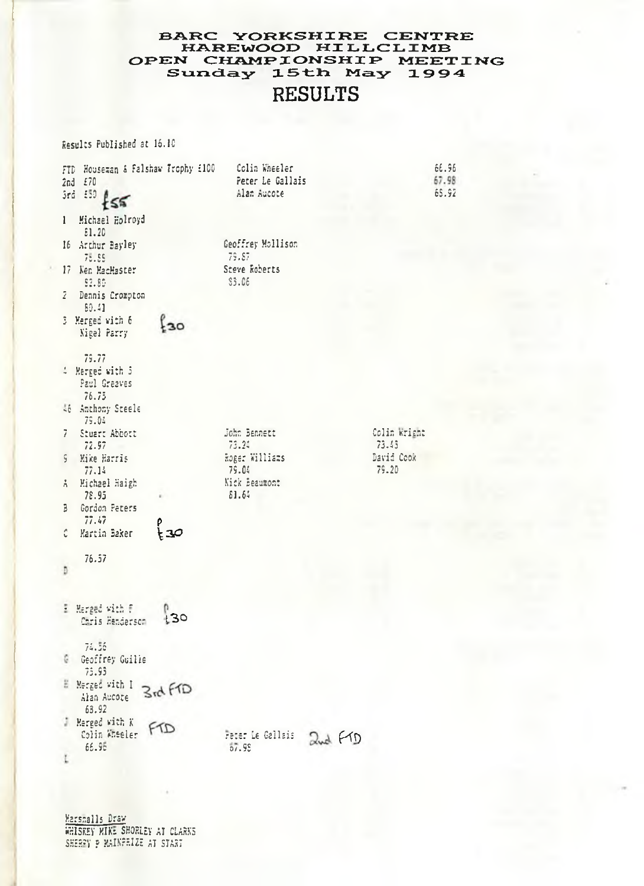# BARC YORKSHIRE CENTRE
# HAREWOOD HILLCLIMB
# OPEN CHAMPIONSHIP MEETING
## Sunday 15th May 1994

# RESULTS

Results Published at 16.10

| | | |
|---|---|---|
| FTD Houseman & Falshaw Trophy £100 | Colin Wheeler | 66.96 |
| 2nd £70 | Peter Le Gallais | 67.98 |
| 3rd £50 £55 | Alan Aucote | 68.92 |

1 Michael Holroyd
81.20

16 Arthur Bayley
78.55 — Geoffrey Mollison 79.57

17 Ken MacMaster
82.85 — Steve Roberts 83.06

2 Dennis Crompton
80.41

3 Merged with 6 £30
Nigel Parry
79.77

4 Merged with 5
Paul Greaves
76.75

46 Anthony Steele
79.04

7 Stuart Abbott
72.97 — John Bennett 73.24 — Colin Wright 73.43

9 Mike Harris
77.14 — Roger Williams 79.04 — David Cook 79.20

A Michael Haigh
78.95 — Nick Beaumont 81.64

B Gordon Peters
77.47

C Martin Baker £30
76.57

D

E Merged with F £30
Chris Henderson
74.56

G Geoffrey Guilie
75.93

H Merged with I 3rd FTD
Alan Aucote
68.92

J Merged with K FTD
Colin Wheeler
66.96 — Peter Le Gallais 67.98 2nd FTD

L

Marshalls Draw
WHISKEY MIKE SHORLEY AT CLARKS
SHERRY P MAINPRIZE AT START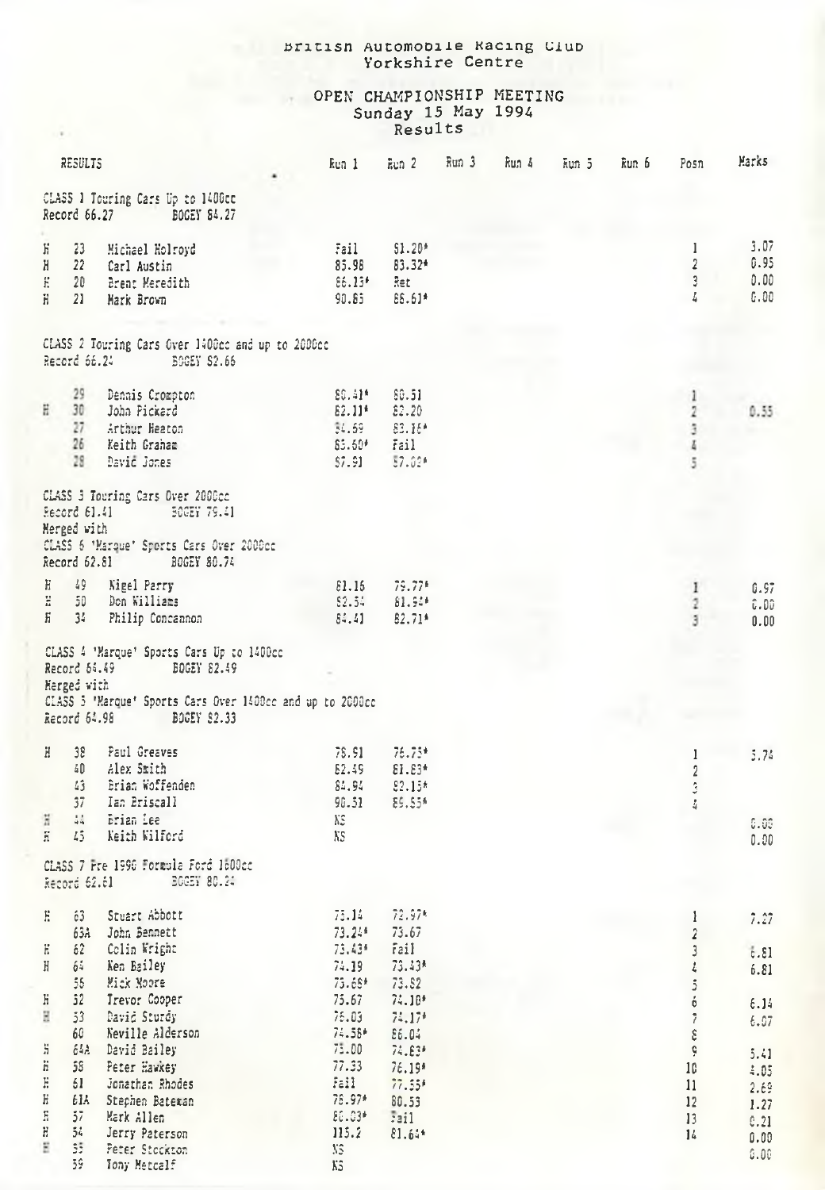British Automobile Racing Club
Yorkshire Centre

# OPEN CHAMPIONSHIP MEETING
Sunday 15 May 1994
Results

| RESULTS | | | Run 1 | Run 2 | Run 3 | Run 4 | Run 5 | Run 6 | Posn | Marks |
|---|---|---|---|---|---|---|---|---|---|---|

**CLASS 1 Touring Cars Up to 1400cc**
Record 66.27 BOGEY 84.27

| | No. | Name | Run 1 | Run 2 | Run 3 | Run 4 | Run 5 | Run 6 | Posn | Marks |
|---|---|---|---|---|---|---|---|---|---|---|
| H | 23 | Michael Holroyd | Fail | 81.20* | | | | | 1 | 3.07 |
| H | 22 | Carl Austin | 85.98 | 83.32* | | | | | 2 | 0.95 |
| H | 20 | Brent Meredith | 86.13* | Ret | | | | | 3 | 0.00 |
| H | 21 | Mark Brown | 90.85 | 86.61* | | | | | 4 | 0.00 |

**CLASS 2 Touring Cars Over 1400cc and up to 2000cc**
Record 66.24 BOGEY 82.66

| | No. | Name | Run 1 | Run 2 | Run 3 | Run 4 | Run 5 | Run 6 | Posn | Marks |
|---|---|---|---|---|---|---|---|---|---|---|
| | 29 | Dennis Crompton | 80.41* | 80.51 | | | | | 1 | |
| H | 30 | John Pickard | 82.11* | 82.20 | | | | | 2 | 0.55 |
| | 27 | Arthur Heaton | 84.69 | 83.16* | | | | | 3 | |
| | 26 | Keith Graham | 85.60* | Fail | | | | | 4 | |
| | 28 | David Jones | 87.91 | 87.02* | | | | | 5 | |

**CLASS 3 Touring Cars Over 2000cc**
Record 61.41 BOGEY 79.41
Merged with
**CLASS 6 'Marque' Sports Cars Over 2000cc**
Record 62.81 BOGEY 80.74

| | No. | Name | Run 1 | Run 2 | Run 3 | Run 4 | Run 5 | Run 6 | Posn | Marks |
|---|---|---|---|---|---|---|---|---|---|---|
| H | 49 | Nigel Parry | 81.16 | 79.77* | | | | | 1 | 0.97 |
| H | 50 | Don Williams | 82.54 | 81.94* | | | | | 2 | 0.00 |
| H | 34 | Philip Concannon | 84.41 | 82.71* | | | | | 3 | 0.00 |

**CLASS 4 'Marque' Sports Cars Up to 1400cc**
Record 64.49 BOGEY 82.49
Merged with
**CLASS 5 'Marque' Sports Cars Over 1400cc and up to 2000cc**
Record 64.98 BOGEY 82.33

| | No. | Name | Run 1 | Run 2 | Run 3 | Run 4 | Run 5 | Run 6 | Posn | Marks |
|---|---|---|---|---|---|---|---|---|---|---|
| H | 38 | Paul Greaves | 78.91 | 76.75* | | | | | 1 | 5.74 |
| | 40 | Alex Smith | 82.49 | 81.83* | | | | | 2 | |
| | 43 | Brian Woffenden | 84.94 | 82.15* | | | | | 3 | |
| | 37 | Ian Driscall | 90.51 | 85.55* | | | | | 4 | |
| H | 44 | Brian Lee | NS | | | | | | | 0.00 |
| H | 45 | Keith Wilford | NS | | | | | | | 0.00 |

**CLASS 7 Pre 1990 Formula Ford 1600cc**
Record 62.61 BOGEY 80.24

| | No. | Name | Run 1 | Run 2 | Run 3 | Run 4 | Run 5 | Run 6 | Posn | Marks |
|---|---|---|---|---|---|---|---|---|---|---|
| H | 63 | Stuart Abbott | 73.14 | 72.97* | | | | | 1 | 7.27 |
| | 63A | John Bennett | 73.24* | 73.67 | | | | | 2 | |
| H | 62 | Colin Wright | 73.43* | Fail | | | | | 3 | 6.81 |
| H | 64 | Ken Bailey | 74.19 | 73.43* | | | | | 4 | 6.81 |
| | 55 | Mick Moore | 73.88* | 73.82 | | | | | 5 | |
| H | 52 | Trevor Cooper | 75.67 | 74.10* | | | | | 6 | 6.14 |
| H | 53 | David Sturdy | 75.03 | 74.17* | | | | | 7 | 6.07 |
| | 60 | Neville Alderson | 74.58* | 86.04 | | | | | 8 | |
| H | 64A | David Bailey | 75.00 | 74.83* | | | | | 9 | 5.41 |
| H | 58 | Peter Hawkey | 77.33 | 76.19* | | | | | 10 | 4.05 |
| H | 61 | Jonathan Rhodes | Fail | 77.55* | | | | | 11 | 2.69 |
| H | 61A | Stephen Bateman | 78.97* | 80.53 | | | | | 12 | 1.27 |
| H | 57 | Mark Allen | 80.03* | Fail | | | | | 13 | 0.21 |
| H | 54 | Jerry Paterson | 115.2 | 81.64* | | | | | 14 | 0.00 |
| H | 55 | Peter Stockton | NS | | | | | | | 0.00 |
| | 59 | Tony Metcalf | NS | | | | | | | |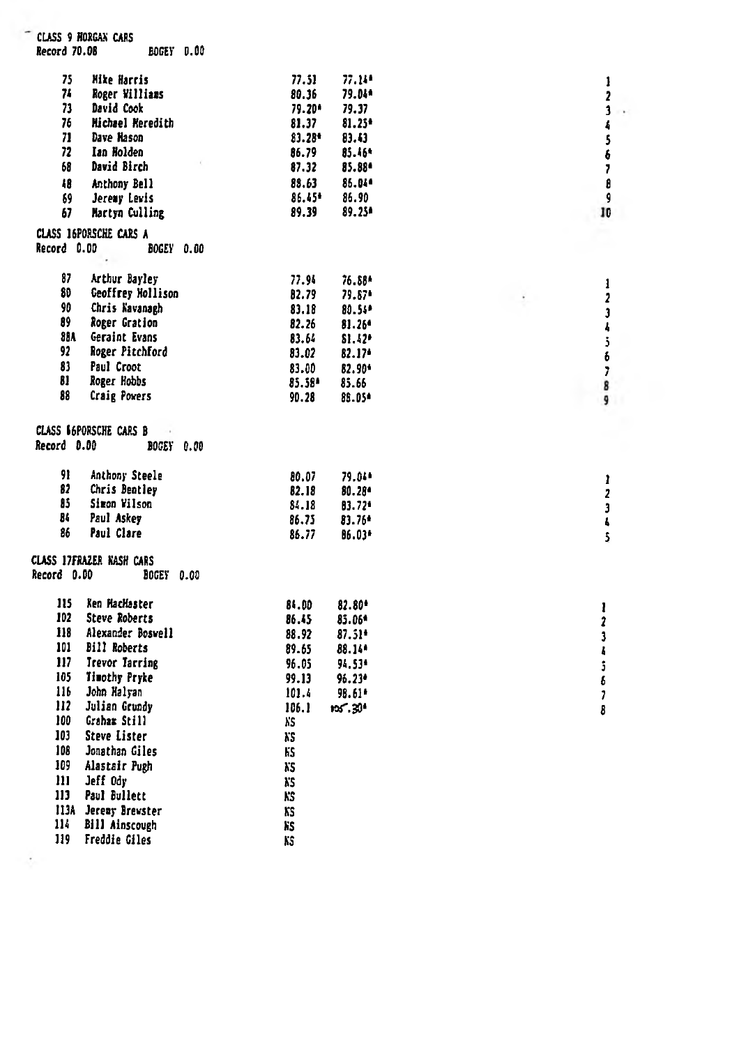CLASS 9 MORGAN CARS
Record 70.08 BOGEY 0.00

| No. | Driver | Run 1 | Run 2 | Pos |
|---|---|---|---|---|
| 75 | Mike Harris | 77.51 | 77.14* | 1 |
| 74 | Roger Williams | 80.36 | 79.04* | 2 |
| 73 | David Cook | 79.20* | 79.37 | 3 |
| 76 | Michael Meredith | 81.37 | 81.25* | 4 |
| 71 | Dave Mason | 83.28* | 83.43 | 5 |
| 72 | Ian Holden | 86.79 | 85.46* | 6 |
| 68 | David Birch | 87.32 | 85.88* | 7 |
| 48 | Anthony Bell | 88.63 | 86.04* | 8 |
| 69 | Jeremy Lewis | 86.45* | 86.90 | 9 |
| 67 | Martyn Culling | 89.39 | 89.25* | 10 |

CLASS 16PORSCHE CARS A
Record 0.00 BOGEY 0.00

| No. | Driver | Run 1 | Run 2 | Pos |
|---|---|---|---|---|
| 87 | Arthur Bayley | 77.94 | 76.88* | 1 |
| 80 | Geoffrey Hollison | 82.79 | 79.87* | 2 |
| 90 | Chris Kavanagh | 83.18 | 80.54* | 3 |
| 89 | Roger Gration | 82.26 | 81.26* | 4 |
| 88A | Geraint Evans | 83.64 | 81.42* | 5 |
| 92 | Roger Pitchford | 83.02 | 82.17* | 6 |
| 83 | Paul Croot | 83.00 | 82.90* | 7 |
| 81 | Roger Hobbs | 85.38* | 85.66 | 8 |
| 88 | Craig Powers | 90.28 | 88.05* | 9 |

CLASS 16PORSCHE CARS B
Record 0.00 BOGEY 0.00

| No. | Driver | Run 1 | Run 2 | Pos |
|---|---|---|---|---|
| 91 | Anthony Steele | 80.07 | 79.04* | 1 |
| 82 | Chris Bentley | 82.18 | 80.28* | 2 |
| 85 | Simon Wilson | 84.18 | 83.72* | 3 |
| 84 | Paul Askey | 86.75 | 83.76* | 4 |
| 86 | Paul Clare | 86.77 | 86.03* | 5 |

CLASS 17FRAZER NASH CARS
Record 0.00 BOGEY 0.00

| No. | Driver | Run 1 | Run 2 | Pos |
|---|---|---|---|---|
| 115 | Ken MacMaster | 84.00 | 82.80* | 1 |
| 102 | Steve Roberts | 86.45 | 85.06* | 2 |
| 118 | Alexander Boswell | 88.92 | 87.51* | 3 |
| 101 | Bill Roberts | 89.65 | 88.14* | 4 |
| 117 | Trevor Tarring | 96.05 | 94.53* | 5 |
| 105 | Timothy Pryke | 99.13 | 96.23* | 6 |
| 116 | John Halyan | 101.4 | 98.61* | 7 |
| 112 | Julian Grundy | 106.1 | 105.30* | 8 |
| 100 | Graham Still | NS | | |
| 103 | Steve Lister | NS | | |
| 108 | Jonathan Giles | NS | | |
| 109 | Alastair Pugh | NS | | |
| 111 | Jeff Ody | NS | | |
| 113 | Paul Bullett | NS | | |
| 113A | Jeremy Brewster | NS | | |
| 114 | Bill Ainscough | NS | | |
| 119 | Freddie Giles | NS | | |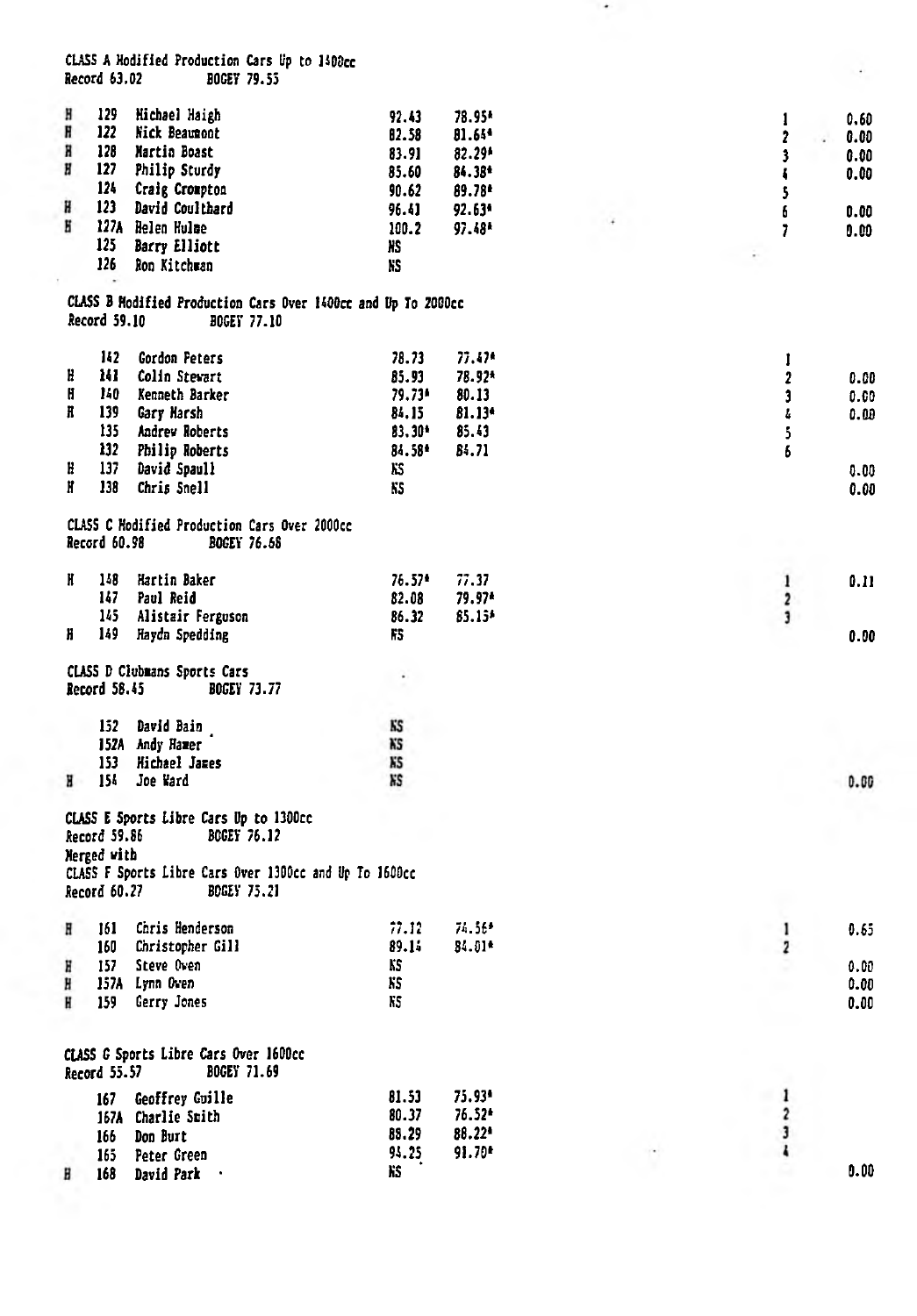**CLASS A Modified Production Cars Up to 1400cc**
Record 63.02 BOGEY 79.55

| | No. | Name | Run 1 | Run 2 | Pos. | |
|---|---|---|---|---|---|---|
| H | 129 | Michael Haigh | 92.43 | 78.95* | 1 | 0.60 |
| H | 122 | Nick Beaumont | 82.58 | 81.65* | 2 | 0.00 |
| H | 128 | Martin Boast | 83.91 | 82.29* | 3 | 0.00 |
| H | 127 | Philip Sturdy | 85.60 | 84.38* | 4 | 0.00 |
| | 124 | Craig Crompton | 90.62 | 89.78* | 5 | |
| H | 123 | David Coulthard | 96.41 | 92.63* | 6 | 0.00 |
| H | 127A | Helen Hulme | 100.2 | 97.48* | 7 | 0.00 |
| | 125 | Barry Elliott | NS | | | |
| | 126 | Ron Kitchman | NS | | | |

**CLASS B Modified Production Cars Over 1400cc and Up To 2000cc**
Record 59.10 BOGEY 77.10

| | No. | Name | Run 1 | Run 2 | Pos. | |
|---|---|---|---|---|---|---|
| | 142 | Gordon Peters | 78.73 | 77.47* | 1 | |
| H | 141 | Colin Stewart | 85.93 | 78.92* | 2 | 0.00 |
| H | 140 | Kenneth Barker | 79.73* | 80.13 | 3 | 0.00 |
| H | 139 | Gary Marsh | 84.15 | 81.13* | 4 | 0.00 |
| | 135 | Andrew Roberts | 83.30* | 85.43 | 5 | |
| | 132 | Philip Roberts | 84.58* | 84.71 | 6 | |
| H | 137 | David Spaull | NS | | | 0.00 |
| H | 138 | Chris Snell | NS | | | 0.00 |

**CLASS C Modified Production Cars Over 2000cc**
Record 60.98 BOGEY 76.68

| | No. | Name | Run 1 | Run 2 | Pos. | |
|---|---|---|---|---|---|---|
| H | 148 | Martin Baker | 76.57* | 77.37 | 1 | 0.11 |
| | 147 | Paul Reid | 82.08 | 79.97* | 2 | |
| | 145 | Alistair Ferguson | 86.32 | 85.15* | 3 | |
| H | 149 | Haydn Spedding | NS | | | 0.00 |

**CLASS D Clubmans Sports Cars**
Record 58.45 BOGEY 73.77

| | No. | Name | Run 1 | Run 2 | Pos. | |
|---|---|---|---|---|---|---|
| | 152 | David Bain | NS | | | |
| | 152A | Andy Hamer | NS | | | |
| | 153 | Michael James | NS | | | |
| H | 154 | Joe Ward | NS | | | 0.00 |

**CLASS E Sports Libre Cars Up to 1300cc**
Record 59.86 BOGEY 76.12
Merged with
**CLASS F Sports Libre Cars Over 1300cc and Up To 1600cc**
Record 60.27 BOGEY 75.21

| | No. | Name | Run 1 | Run 2 | Pos. | |
|---|---|---|---|---|---|---|
| H | 161 | Chris Henderson | 77.12 | 74.56* | 1 | 0.65 |
| | 160 | Christopher Gill | 89.14 | 84.01* | 2 | |
| H | 157 | Steve Owen | NS | | | 0.00 |
| H | 157A | Lynn Owen | NS | | | 0.00 |
| H | 159 | Gerry Jones | NS | | | 0.00 |

**CLASS G Sports Libre Cars Over 1600cc**
Record 55.57 BOGEY 71.69

| | No. | Name | Run 1 | Run 2 | Pos. | |
|---|---|---|---|---|---|---|
| | 167 | Geoffrey Guille | 81.53 | 75.93* | 1 | |
| | 167A | Charlie Smith | 80.37 | 76.52* | 2 | |
| | 166 | Don Burt | 88.29 | 88.22* | 3 | |
| | 165 | Peter Green | 95.25 | 91.70* | 4 | |
| H | 168 | David Park | NS | | | 0.00 |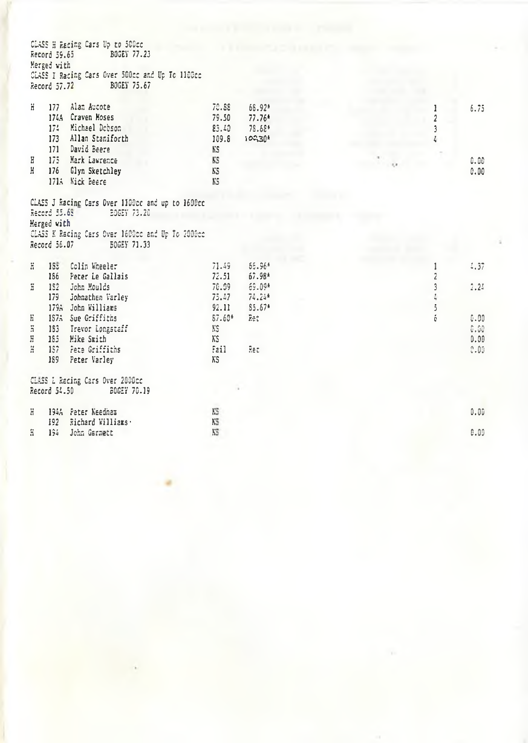CLASS H Racing Cars Up to 500cc
Record 59.65 BOGEY 77.23
Merged with
CLASS I Racing Cars Over 500cc and Up To 1100cc
Record 57.72 BOGEY 75.67

| | | | | | | |
|---|---|---|---|---|---|---|
| H | 177 | Alan Aucote | 70.88 | 68.92* | 1 | 6.75 |
| | 174A | Craven Moses | 79.50 | 77.76* | 2 | |
| | 174 | Michael Dobson | 83.40 | 78.68* | 3 | |
| | 173 | Allan Staniforth | 109.8 | 10930* | 4 | |
| | 171 | David Beere | NS | | | |
| H | 175 | Mark Lawrence | NS | | | 0.00 |
| H | 176 | Glyn Sketchley | NS | | | 0.00 |
| | 171A | Nick Beere | NS | | | |

CLASS J Racing Cars Over 1100cc and up to 1600cc
Record 55.68 BOGEY 73.20
Merged with
CLASS K Racing Cars Over 1600cc and Up To 2000cc
Record 56.07 BOGEY 71.33

| | | | | | | |
|---|---|---|---|---|---|---|
| H | 188 | Colin Wheeler | 71.49 | 66.96* | 1 | 4.37 |
| | 186 | Peter Le Gallais | 72.51 | 67.98* | 2 | |
| H | 182 | John Moulds | 70.09 | 69.09* | 3 | 2.24 |
| | 179 | Johnathen Varley | 75.47 | 74.24* | 4 | |
| | 179A | John Williams | 92.11 | 85.67* | 5 | |
| H | 187A | Sue Griffiths | 87.60* | Ret | 6 | 0.00 |
| H | 183 | Trevor Longstaff | NS | | | 0.00 |
| H | 185 | Mike Smith | NS | | | 0.00 |
| H | 187 | Pete Griffiths | Fail | Ret | | 0.00 |
| | 189 | Peter Varley | NS | | | |

CLASS L Racing Cars Over 2000cc
Record 54.50 BOGEY 70.19

| | | | | | | |
|---|---|---|---|---|---|---|
| H | 194A | Peter Needham | NS | | | 0.00 |
| | 192 | Richard Williams | NS | | | |
| H | 194 | John Garnett | NS | | | 0.00 |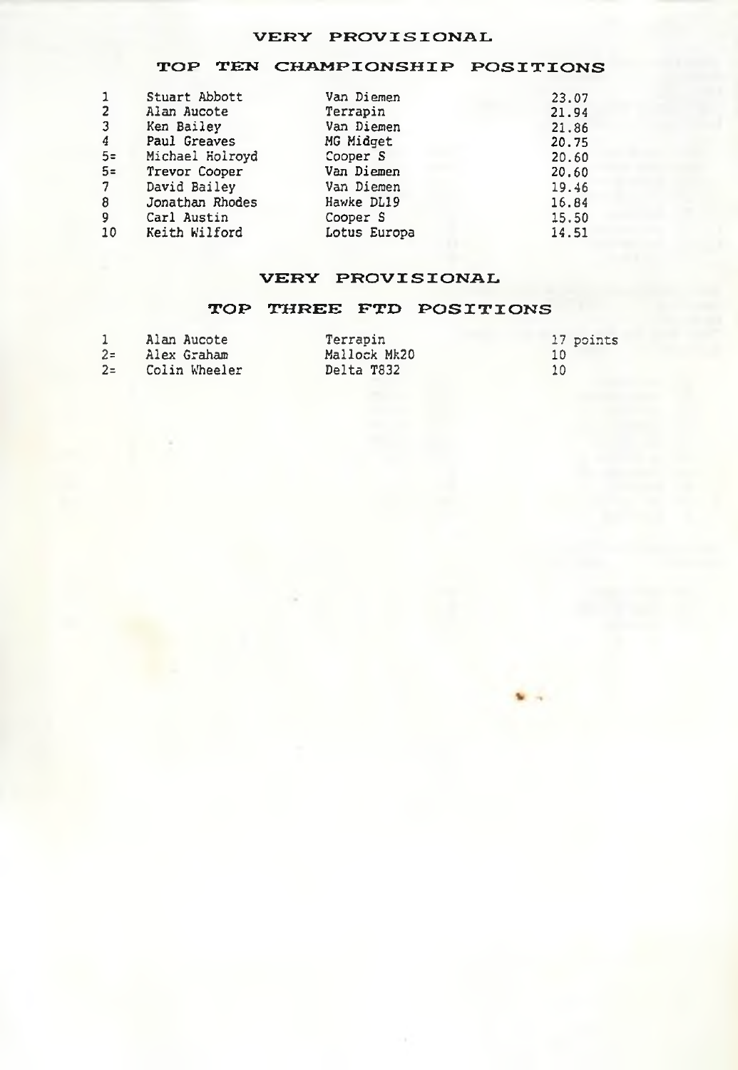## VERY PROVISIONAL

## TOP TEN CHAMPIONSHIP POSITIONS

| | | | |
|---|---|---|---|
| 1 | Stuart Abbott | Van Diemen | 23.07 |
| 2 | Alan Aucote | Terrapin | 21.94 |
| 3 | Ken Bailey | Van Diemen | 21.86 |
| 4 | Paul Greaves | MG Midget | 20.75 |
| 5= | Michael Holroyd | Cooper S | 20.60 |
| 5= | Trevor Cooper | Van Diemen | 20.60 |
| 7 | David Bailey | Van Diemen | 19.46 |
| 8 | Jonathan Rhodes | Hawke DL19 | 16.84 |
| 9 | Carl Austin | Cooper S | 15.50 |
| 10 | Keith Wilford | Lotus Europa | 14.51 |

## VERY PROVISIONAL

## TOP THREE FTD POSITIONS

| | | | |
|---|---|---|---|
| 1 | Alan Aucote | Terrapin | 17 points |
| 2= | Alex Graham | Mallock Mk20 | 10 |
| 2= | Colin Wheeler | Delta T832 | 10 |